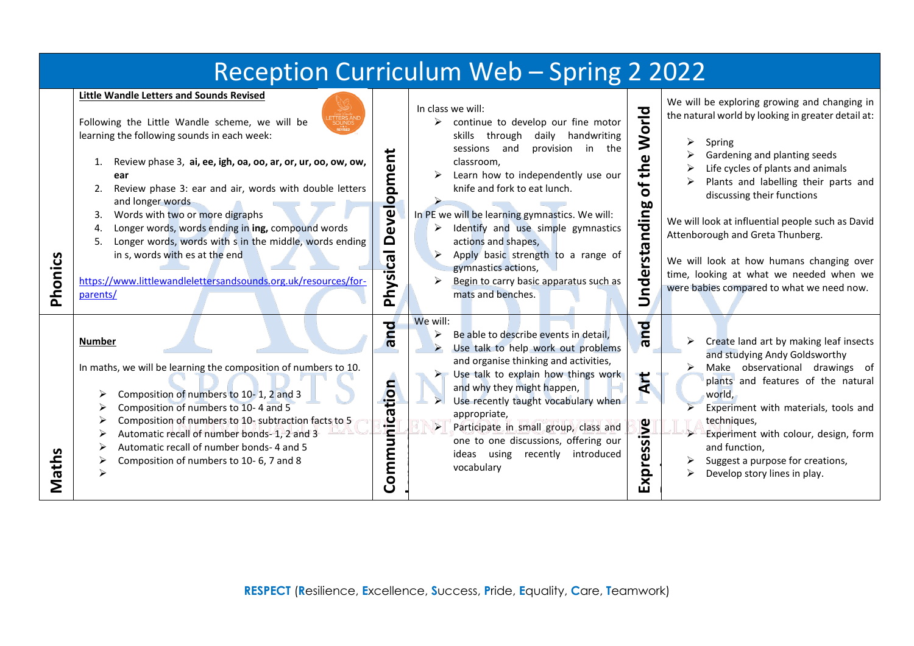# Reception Curriculum Web – Spring 2 2022

## Phonics

**Little Wandle Letters and Sounds Revised**

Following the Little Wandle scheme, we will be learning the following sounds in each week:

1. Review phase 3, **ai, ee, igh, oa, oo, ar, or, ur, oo, ow, ow, ear**
2. Review phase 3: ear and air, words with double letters and longer words
3. Words with two or more digraphs
4. Longer words, words ending in **ing,** compound words
5. Longer words, words with s in the middle, words ending in s, words with es at the end

https://www.littlewandlelettersandsounds.org.uk/resources/for-parents/

## Physical Development

In class we will:

- continue to develop our fine motor skills through daily handwriting sessions and provision in the classroom,
- Learn how to independently use our knife and fork to eat lunch.

In PE we will be learning gymnastics. We will:

- Identify and use simple gymnastics actions and shapes,
- Apply basic strength to a range of gymnastics actions,
- Begin to carry basic apparatus such as mats and benches.

## Understanding of the World

We will be exploring growing and changing in the natural world by looking in greater detail at:

- Spring
- Gardening and planting seeds
- Life cycles of plants and animals
- Plants and labelling their parts and discussing their functions

We will look at influential people such as David Attenborough and Greta Thunberg.

We will look at how humans changing over time, looking at what we needed when we were babies compared to what we need now.

## Maths

**Number**

In maths, we will be learning the composition of numbers to 10.

- Composition of numbers to 10- 1, 2 and 3
- Composition of numbers to 10- 4 and 5
- Composition of numbers to 10- subtraction facts to 5
- Automatic recall of number bonds- 1, 2 and 3
- Automatic recall of number bonds- 4 and 5
- Composition of numbers to 10- 6, 7 and 8

## Communication and Language

We will:

- Be able to describe events in detail,
- Use talk to help work out problems and organise thinking and activities,
- Use talk to explain how things work and why they might happen,
- Use recently taught vocabulary when appropriate,
- Participate in small group, class and one to one discussions, offering our ideas using recently introduced vocabulary

## Expressive Art and Design

- Create land art by making leaf insects and studying Andy Goldsworthy
- Make observational drawings of plants and features of the natural world,
- Experiment with materials, tools and techniques,
- Experiment with colour, design, form and function,
- Suggest a purpose for creations,
- Develop story lines in play.

**RESPECT** (**R**esilience, **E**xcellence, **S**uccess, **P**ride, **E**quality, **C**are, **T**eamwork)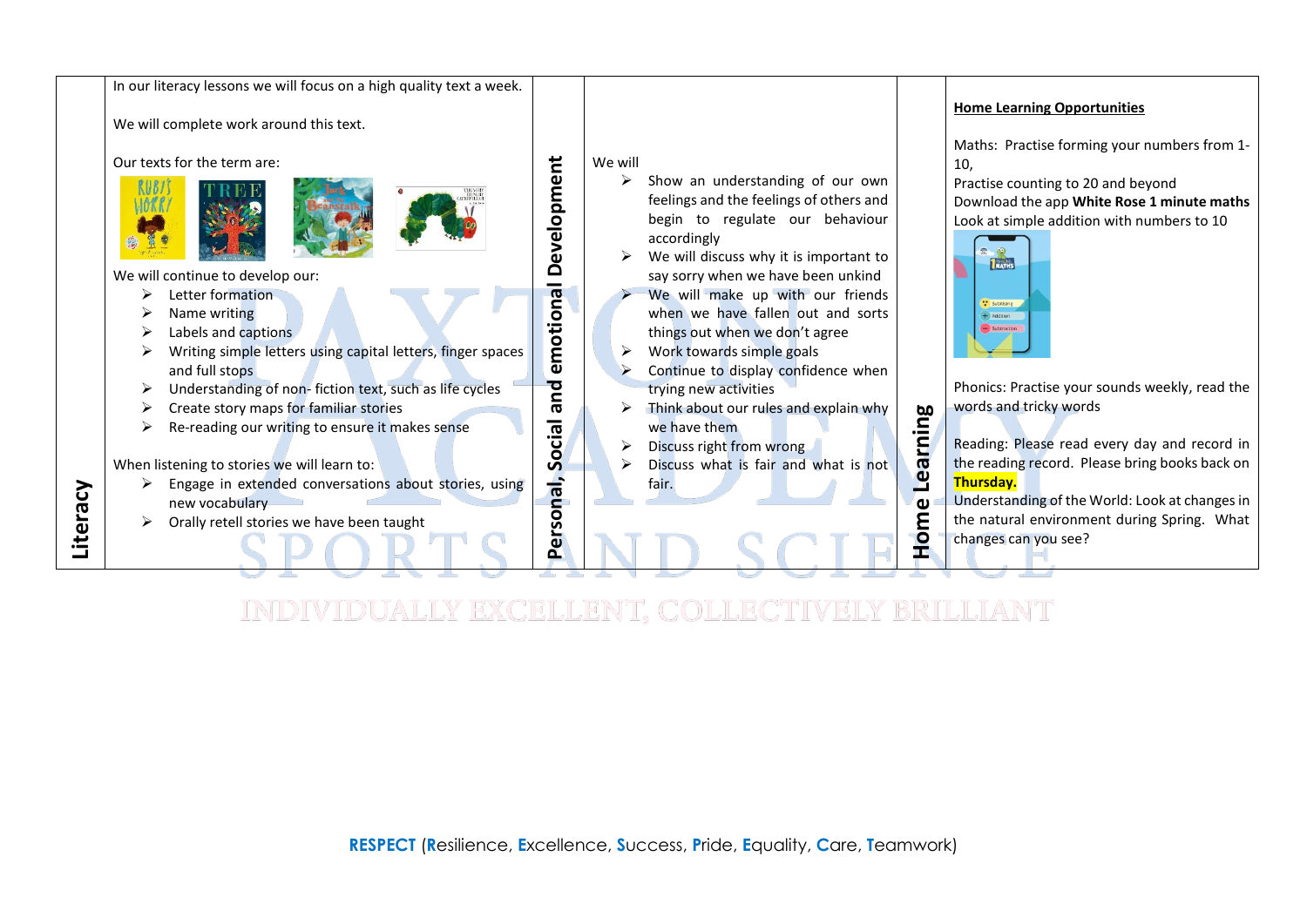| | | | | | |
|---|---|---|---|---|---|
| **Literacy** | In our literacy lessons we will focus on a high quality text a week.<br><br>We will complete work around this text.<br><br>Our texts for the term are:<br><br>We will continue to develop our:<br>➢ Letter formation<br>➢ Name writing<br>➢ Labels and captions<br>➢ Writing simple letters using capital letters, finger spaces and full stops<br>➢ Understanding of non- fiction text, such as life cycles<br>➢ Create story maps for familiar stories<br>➢ Re-reading our writing to ensure it makes sense<br><br>When listening to stories we will learn to:<br>➢ Engage in extended conversations about stories, using new vocabulary<br>➢ Orally retell stories we have been taught | **Personal, Social and emotional Development** | We will<br>➢ Show an understanding of our own feelings and the feelings of others and begin to regulate our behaviour accordingly<br>➢ We will discuss why it is important to say sorry when we have been unkind<br>➢ We will make up with our friends when we have fallen out and sorts things out when we don't agree<br>➢ Work towards simple goals<br>➢ Continue to display confidence when trying new activities<br>➢ Think about our rules and explain why we have them<br>➢ Discuss right from wrong<br>➢ Discuss what is fair and what is not fair. | **Home Learning** | **Home Learning Opportunities**<br><br>Maths: Practise forming your numbers from 1-10,<br>Practise counting to 20 and beyond<br>Download the app **White Rose 1 minute maths**<br>Look at simple addition with numbers to 10<br><br>Phonics: Practise your sounds weekly, read the words and tricky words<br><br>Reading: Please read every day and record in the reading record. Please bring books back on **Thursday.**<br>Understanding of the World: Look at changes in the natural environment during Spring. What changes can you see? |

INDIVIDUALLY EXCELLENT, COLLECTIVELY BRILLIANT

**RESPECT** (**R**esilience, **E**xcellence, **S**uccess, **P**ride, **E**quality, **C**are, **T**eamwork)